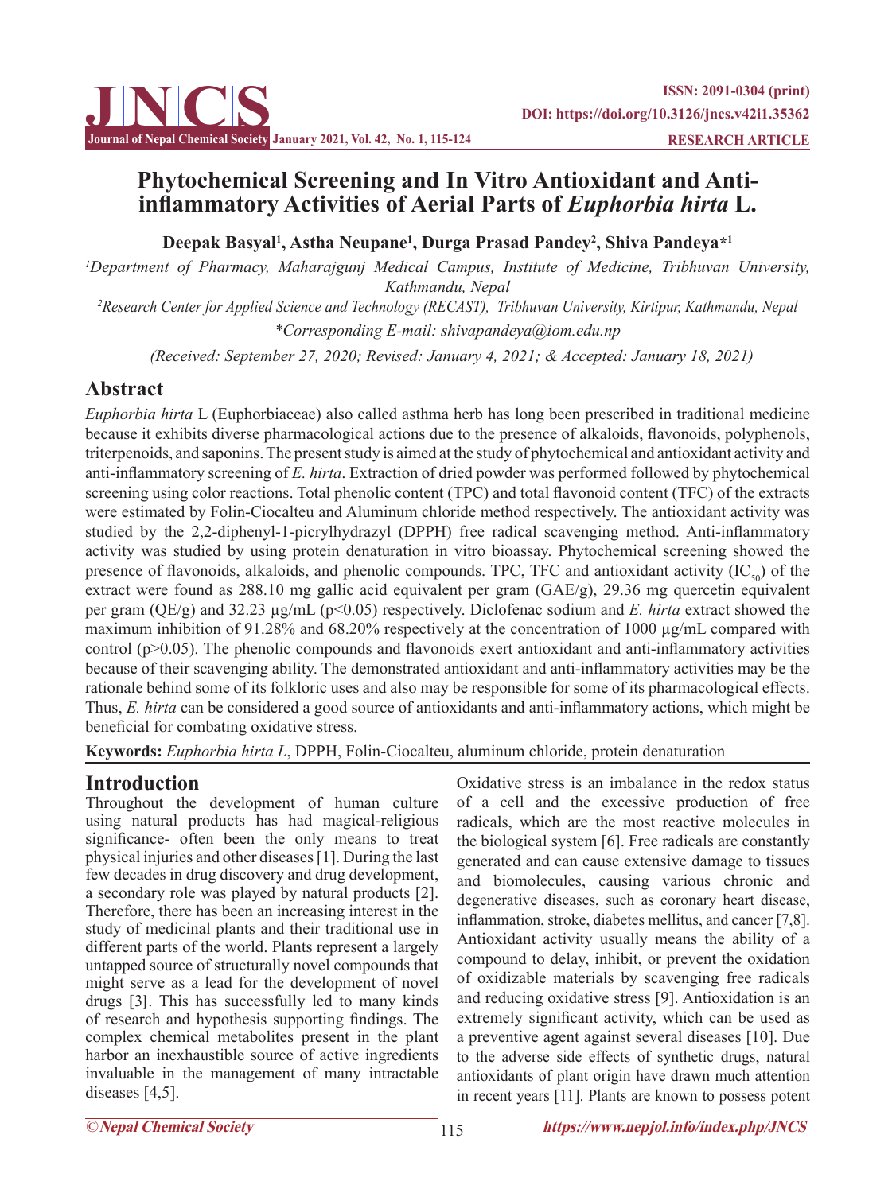# Phytochemical Screening and In Vitro Antioxidant and Anti-inflammatory Activities of Aerial Parts of *Euphorbia hirta* L.

**Deepak Basyal[1], Astha Neupane[1], Durga Prasad Pandey[2], Shiva Pandeya*[1]**

*[1]Department of Pharmacy, Maharajgunj Medical Campus, Institute of Medicine, Tribhuvan University, Kathmandu, Nepal*

*[2]Research Center for Applied Science and Technology (RECAST), Tribhuvan University, Kirtipur, Kathmandu, Nepal*

*\*Corresponding E-mail: shivapandeya@iom.edu.np*

*(Received: September 27, 2020; Revised: January 4, 2021; & Accepted: January 18, 2021)*

## Abstract

*Euphorbia hirta* L (Euphorbiaceae) also called asthma herb has long been prescribed in traditional medicine because it exhibits diverse pharmacological actions due to the presence of alkaloids, flavonoids, polyphenols, triterpenoids, and saponins. The present study is aimed at the study of phytochemical and antioxidant activity and anti-inflammatory screening of *E. hirta*. Extraction of dried powder was performed followed by phytochemical screening using color reactions. Total phenolic content (TPC) and total flavonoid content (TFC) of the extracts were estimated by Folin-Ciocalteu and Aluminum chloride method respectively. The antioxidant activity was studied by the 2,2-diphenyl-1-picrylhydrazyl (DPPH) free radical scavenging method. Anti-inflammatory activity was studied by using protein denaturation in vitro bioassay. Phytochemical screening showed the presence of flavonoids, alkaloids, and phenolic compounds. TPC, TFC and antioxidant activity ($IC_{50}$) of the extract were found as 288.10 mg gallic acid equivalent per gram (GAE/g), 29.36 mg quercetin equivalent per gram (QE/g) and 32.23 µg/mL ($p<0.05$) respectively. Diclofenac sodium and *E. hirta* extract showed the maximum inhibition of 91.28% and 68.20% respectively at the concentration of 1000 µg/mL compared with control ($p>0.05$). The phenolic compounds and flavonoids exert antioxidant and anti-inflammatory activities because of their scavenging ability. The demonstrated antioxidant and anti-inflammatory activities may be the rationale behind some of its folkloric uses and also may be responsible for some of its pharmacological effects. Thus, *E. hirta* can be considered a good source of antioxidants and anti-inflammatory actions, which might be beneficial for combating oxidative stress.

**Keywords:** *Euphorbia hirta L*, DPPH, Folin-Ciocalteu, aluminum chloride, protein denaturation

## Introduction

Throughout the development of human culture using natural products has had magical-religious significance- often been the only means to treat physical injuries and other diseases [1]. During the last few decades in drug discovery and drug development, a secondary role was played by natural products [2]. Therefore, there has been an increasing interest in the study of medicinal plants and their traditional use in different parts of the world. Plants represent a largely untapped source of structurally novel compounds that might serve as a lead for the development of novel drugs [3]. This has successfully led to many kinds of research and hypothesis supporting findings. The complex chemical metabolites present in the plant harbor an inexhaustible source of active ingredients invaluable in the management of many intractable diseases [4,5].

Oxidative stress is an imbalance in the redox status of a cell and the excessive production of free radicals, which are the most reactive molecules in the biological system [6]. Free radicals are constantly generated and can cause extensive damage to tissues and biomolecules, causing various chronic and degenerative diseases, such as coronary heart disease, inflammation, stroke, diabetes mellitus, and cancer [7,8]. Antioxidant activity usually means the ability of a compound to delay, inhibit, or prevent the oxidation of oxidizable materials by scavenging free radicals and reducing oxidative stress [9]. Antioxidation is an extremely significant activity, which can be used as a preventive agent against several diseases [10]. Due to the adverse side effects of synthetic drugs, natural antioxidants of plant origin have drawn much attention in recent years [11]. Plants are known to possess potent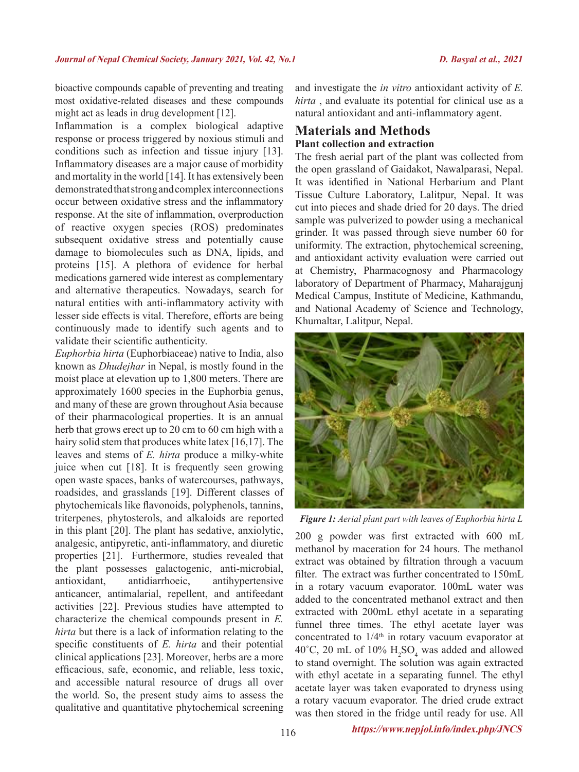bioactive compounds capable of preventing and treating most oxidative-related diseases and these compounds might act as leads in drug development [12].

Inflammation is a complex biological adaptive response or process triggered by noxious stimuli and conditions such as infection and tissue injury [13]. Inflammatory diseases are a major cause of morbidity and mortality in the world [14]. It has extensively been demonstrated that strong and complex interconnections occur between oxidative stress and the inflammatory response. At the site of inflammation, overproduction of reactive oxygen species (ROS) predominates subsequent oxidative stress and potentially cause damage to biomolecules such as DNA, lipids, and proteins [15]. A plethora of evidence for herbal medications garnered wide interest as complementary and alternative therapeutics. Nowadays, search for natural entities with anti-inflammatory activity with lesser side effects is vital. Therefore, efforts are being continuously made to identify such agents and to validate their scientific authenticity.

*Euphorbia hirta* (Euphorbiaceae) native to India, also known as *Dhudejhar* in Nepal, is mostly found in the moist place at elevation up to 1,800 meters. There are approximately 1600 species in the Euphorbia genus, and many of these are grown throughout Asia because of their pharmacological properties. It is an annual herb that grows erect up to 20 cm to 60 cm high with a hairy solid stem that produces white latex [16,17]. The leaves and stems of *E. hirta* produce a milky-white juice when cut [18]. It is frequently seen growing open waste spaces, banks of watercourses, pathways, roadsides, and grasslands [19]. Different classes of phytochemicals like flavonoids, polyphenols, tannins, triterpenes, phytosterols, and alkaloids are reported in this plant [20]. The plant has sedative, anxiolytic, analgesic, antipyretic, anti-inflammatory, and diuretic properties [21]. Furthermore, studies revealed that the plant possesses galactogenic, anti-microbial, antioxidant, antidiarrhoeic, antihypertensive anticancer, antimalarial, repellent, and antifeedant activities [22]. Previous studies have attempted to characterize the chemical compounds present in *E. hirta* but there is a lack of information relating to the specific constituents of *E. hirta* and their potential clinical applications [23]. Moreover, herbs are a more efficacious, safe, economic, and reliable, less toxic, and accessible natural resource of drugs all over the world. So, the present study aims to assess the qualitative and quantitative phytochemical screening and investigate the *in vitro* antioxidant activity of *E. hirta* , and evaluate its potential for clinical use as a natural antioxidant and anti-inflammatory agent.

## Materials and Methods

### Plant collection and extraction

The fresh aerial part of the plant was collected from the open grassland of Gaidakot, Nawalparasi, Nepal. It was identified in National Herbarium and Plant Tissue Culture Laboratory, Lalitpur, Nepal. It was cut into pieces and shade dried for 20 days. The dried sample was pulverized to powder using a mechanical grinder. It was passed through sieve number 60 for uniformity. The extraction, phytochemical screening, and antioxidant activity evaluation were carried out at Chemistry, Pharmacognosy and Pharmacology laboratory of Department of Pharmacy, Maharajgunj Medical Campus, Institute of Medicine, Kathmandu, and National Academy of Science and Technology, Khumaltar, Lalitpur, Nepal.

***Figure 1:*** *Aerial plant part with leaves of Euphorbia hirta L*

200 g powder was first extracted with 600 mL methanol by maceration for 24 hours. The methanol extract was obtained by filtration through a vacuum filter. The extract was further concentrated to 150mL in a rotary vacuum evaporator. 100mL water was added to the concentrated methanol extract and then extracted with 200mL ethyl acetate in a separating funnel three times. The ethyl acetate layer was concentrated to 1/4$^{th}$ in rotary vacuum evaporator at 40˚C, 20 mL of 10% $H_2SO_4$ was added and allowed to stand overnight. The solution was again extracted with ethyl acetate in a separating funnel. The ethyl acetate layer was taken evaporated to dryness using a rotary vacuum evaporator. The dried crude extract was then stored in the fridge until ready for use. All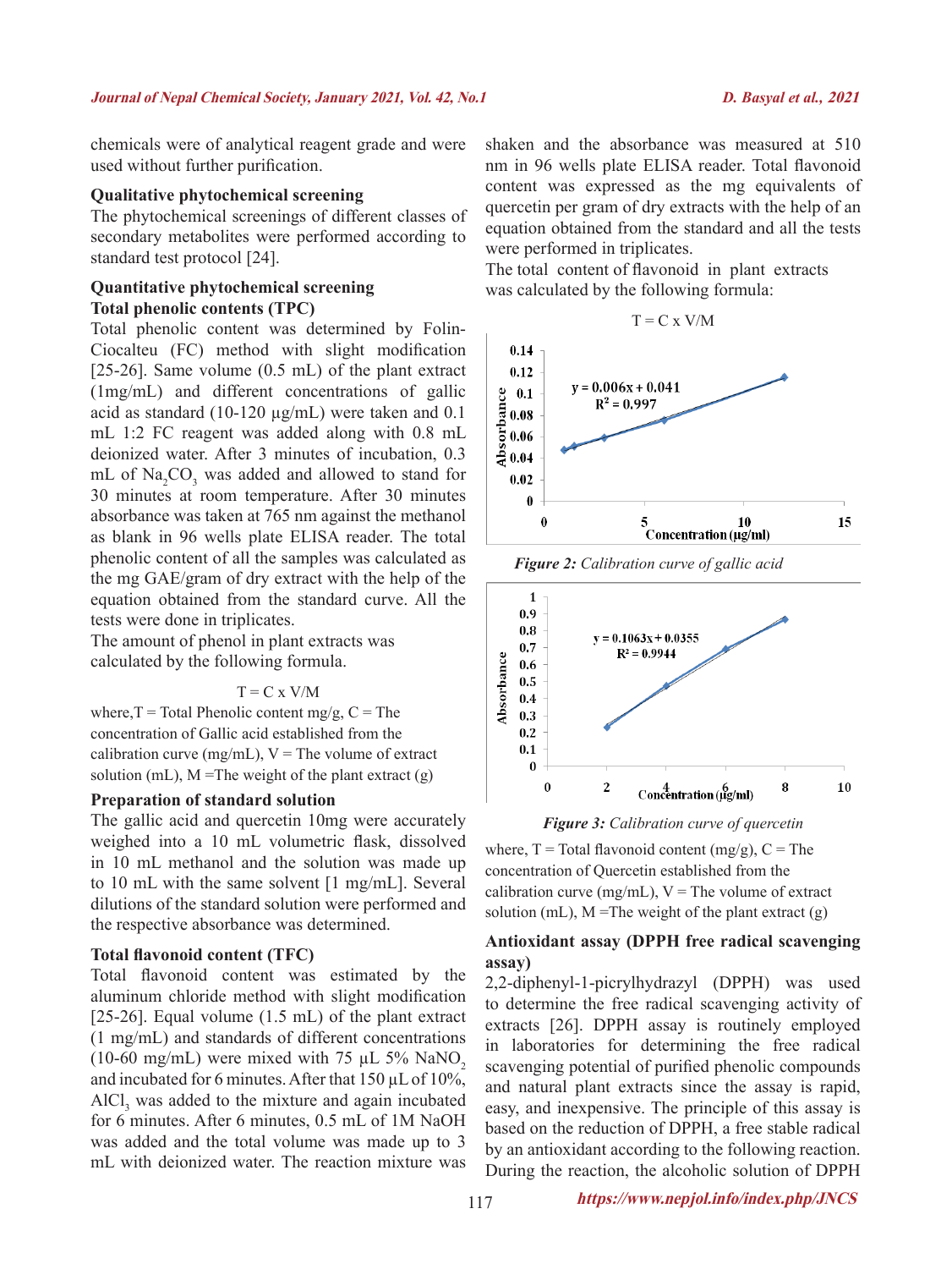chemicals were of analytical reagent grade and were used without further purification.

### Qualitative phytochemical screening

The phytochemical screenings of different classes of secondary metabolites were performed according to standard test protocol [24].

### Quantitative phytochemical screening

#### Total phenolic contents (TPC)

Total phenolic content was determined by Folin-Ciocalteu (FC) method with slight modification [25-26]. Same volume (0.5 mL) of the plant extract (1mg/mL) and different concentrations of gallic acid as standard (10-120 µg/mL) were taken and 0.1 mL 1:2 FC reagent was added along with 0.8 mL deionized water. After 3 minutes of incubation, 0.3 mL of $Na_2CO_3$ was added and allowed to stand for 30 minutes at room temperature. After 30 minutes absorbance was taken at 765 nm against the methanol as blank in 96 wells plate ELISA reader. The total phenolic content of all the samples was calculated as the mg GAE/gram of dry extract with the help of the equation obtained from the standard curve. All the tests were done in triplicates.

The amount of phenol in plant extracts was calculated by the following formula.

$$T = C \times V/M$$

where, T = Total Phenolic content mg/g, C = The concentration of Gallic acid established from the calibration curve (mg/mL), V = The volume of extract solution (mL), M =The weight of the plant extract (g)

#### Preparation of standard solution

The gallic acid and quercetin 10mg were accurately weighed into a 10 mL volumetric flask, dissolved in 10 mL methanol and the solution was made up to 10 mL with the same solvent [1 mg/mL]. Several dilutions of the standard solution were performed and the respective absorbance was determined.

#### Total flavonoid content (TFC)

Total flavonoid content was estimated by the aluminum chloride method with slight modification [25-26]. Equal volume (1.5 mL) of the plant extract (1 mg/mL) and standards of different concentrations (10-60 mg/mL) were mixed with 75 µL 5% $NaNO_2$ and incubated for 6 minutes. After that 150 µL of 10%, $AlCl_3$ was added to the mixture and again incubated for 6 minutes. After 6 minutes, 0.5 mL of 1M NaOH was added and the total volume was made up to 3 mL with deionized water. The reaction mixture was shaken and the absorbance was measured at 510 nm in 96 wells plate ELISA reader. Total flavonoid content was expressed as the mg equivalents of quercetin per gram of dry extracts with the help of an equation obtained from the standard and all the tests were performed in triplicates.

The total content of flavonoid in plant extracts was calculated by the following formula:

$$T = C \times V/M$$

*Figure 2: Calibration curve of gallic acid* ($y = 0.006x + 0.041$, $R^2 = 0.997$)

*Figure 3: Calibration curve of quercetin* ($y = 0.1063x + 0.0355$, $R^2 = 0.9944$)

where, T = Total flavonoid content (mg/g), C = The concentration of Quercetin established from the calibration curve (mg/mL), V = The volume of extract solution (mL), M =The weight of the plant extract (g)

### Antioxidant assay (DPPH free radical scavenging assay)

2,2-diphenyl-1-picrylhydrazyl (DPPH) was used to determine the free radical scavenging activity of extracts [26]. DPPH assay is routinely employed in laboratories for determining the free radical scavenging potential of purified phenolic compounds and natural plant extracts since the assay is rapid, easy, and inexpensive. The principle of this assay is based on the reduction of DPPH, a free stable radical by an antioxidant according to the following reaction. During the reaction, the alcoholic solution of DPPH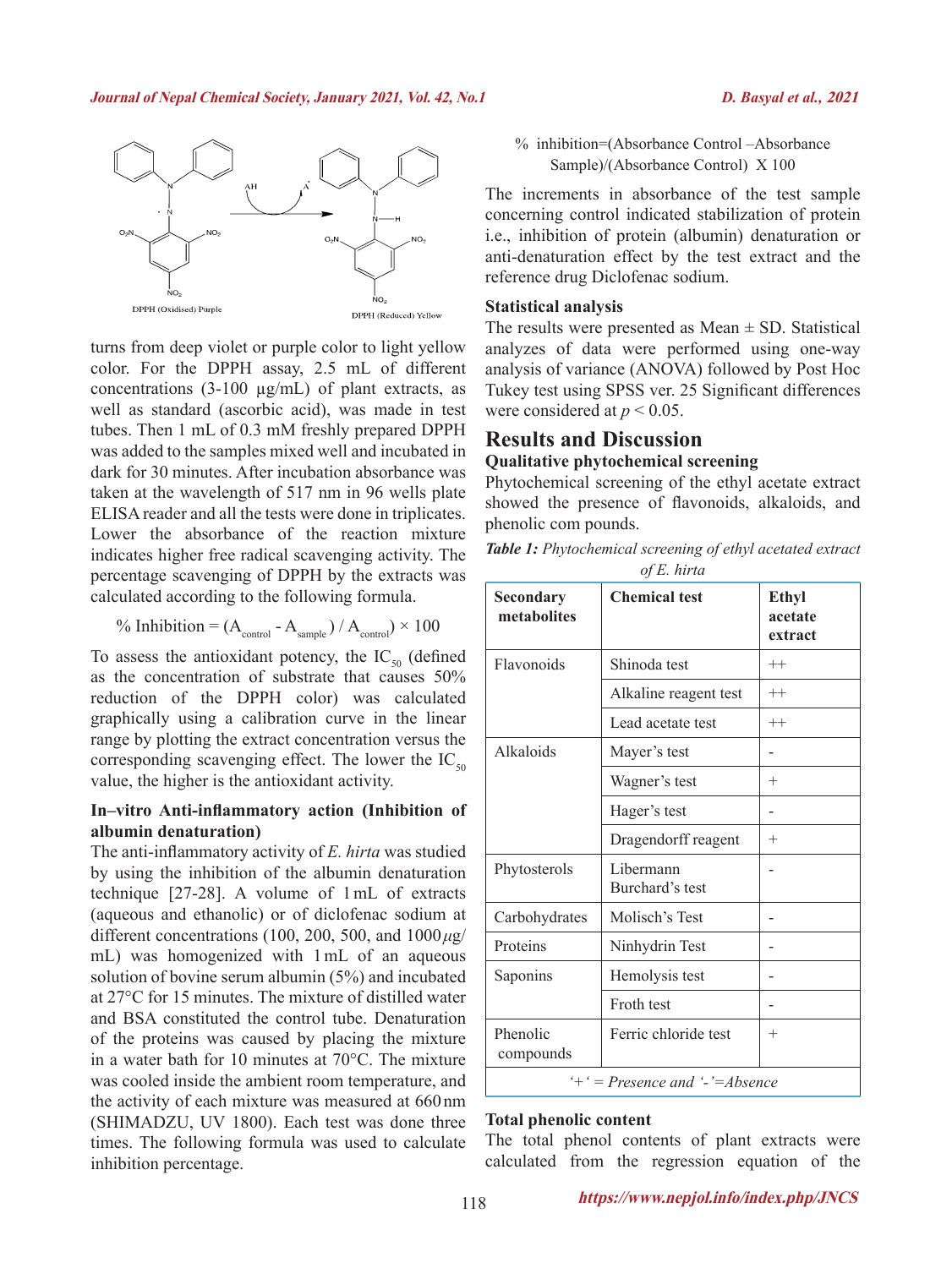turns from deep violet or purple color to light yellow color. For the DPPH assay, 2.5 mL of different concentrations (3-100 µg/mL) of plant extracts, as well as standard (ascorbic acid), was made in test tubes. Then 1 mL of 0.3 mM freshly prepared DPPH was added to the samples mixed well and incubated in dark for 30 minutes. After incubation absorbance was taken at the wavelength of 517 nm in 96 wells plate ELISA reader and all the tests were done in triplicates. Lower the absorbance of the reaction mixture indicates higher free radical scavenging activity. The percentage scavenging of DPPH by the extracts was calculated according to the following formula.

$$\% \text{ Inhibition} = (A_{control} - A_{sample}) / A_{control}) \times 100$$

To assess the antioxidant potency, the $IC_{50}$ (defined as the concentration of substrate that causes 50% reduction of the DPPH color) was calculated graphically using a calibration curve in the linear range by plotting the extract concentration versus the corresponding scavenging effect. The lower the $IC_{50}$ value, the higher is the antioxidant activity.

### In–vitro Anti-inflammatory action (Inhibition of albumin denaturation)

The anti-inflammatory activity of *E. hirta* was studied by using the inhibition of the albumin denaturation technique [27-28]. A volume of 1 mL of extracts (aqueous and ethanolic) or of diclofenac sodium at different concentrations (100, 200, 500, and 1000 µg/mL) was homogenized with 1 mL of an aqueous solution of bovine serum albumin (5%) and incubated at 27°C for 15 minutes. The mixture of distilled water and BSA constituted the control tube. Denaturation of the proteins was caused by placing the mixture in a water bath for 10 minutes at 70°C. The mixture was cooled inside the ambient room temperature, and the activity of each mixture was measured at 660 nm (SHIMADZU, UV 1800). Each test was done three times. The following formula was used to calculate inhibition percentage.

$$\% \text{ inhibition} = (\text{Absorbance Control} - \text{Absorbance Sample})/(\text{Absorbance Control}) \times 100$$

The increments in absorbance of the test sample concerning control indicated stabilization of protein i.e., inhibition of protein (albumin) denaturation or anti-denaturation effect by the test extract and the reference drug Diclofenac sodium.

### Statistical analysis

The results were presented as Mean ± SD. Statistical analyzes of data were performed using one-way analysis of variance (ANOVA) followed by Post Hoc Tukey test using SPSS ver. 25 Significant differences were considered at $p < 0.05$.

## Results and Discussion

### Qualitative phytochemical screening

Phytochemical screening of the ethyl acetate extract showed the presence of flavonoids, alkaloids, and phenolic com pounds.

***Table 1:*** *Phytochemical screening of ethyl acetated extract of E. hirta*

| Secondary metabolites | Chemical test | Ethyl acetate extract |
|---|---|---|
| Flavonoids | Shinoda test | ++ |
| | Alkaline reagent test | ++ |
| | Lead acetate test | ++ |
| Alkaloids | Mayer's test | - |
| | Wagner's test | + |
| | Hager's test | - |
| | Dragendorff reagent | + |
| Phytosterols | Libermann Burchard's test | - |
| Carbohydrates | Molisch's Test | - |
| Proteins | Ninhydrin Test | - |
| Saponins | Hemolysis test | - |
| | Froth test | - |
| Phenolic compounds | Ferric chloride test | + |

*'+' = Presence and '-'=Absence*

### Total phenolic content

The total phenol contents of plant extracts were calculated from the regression equation of the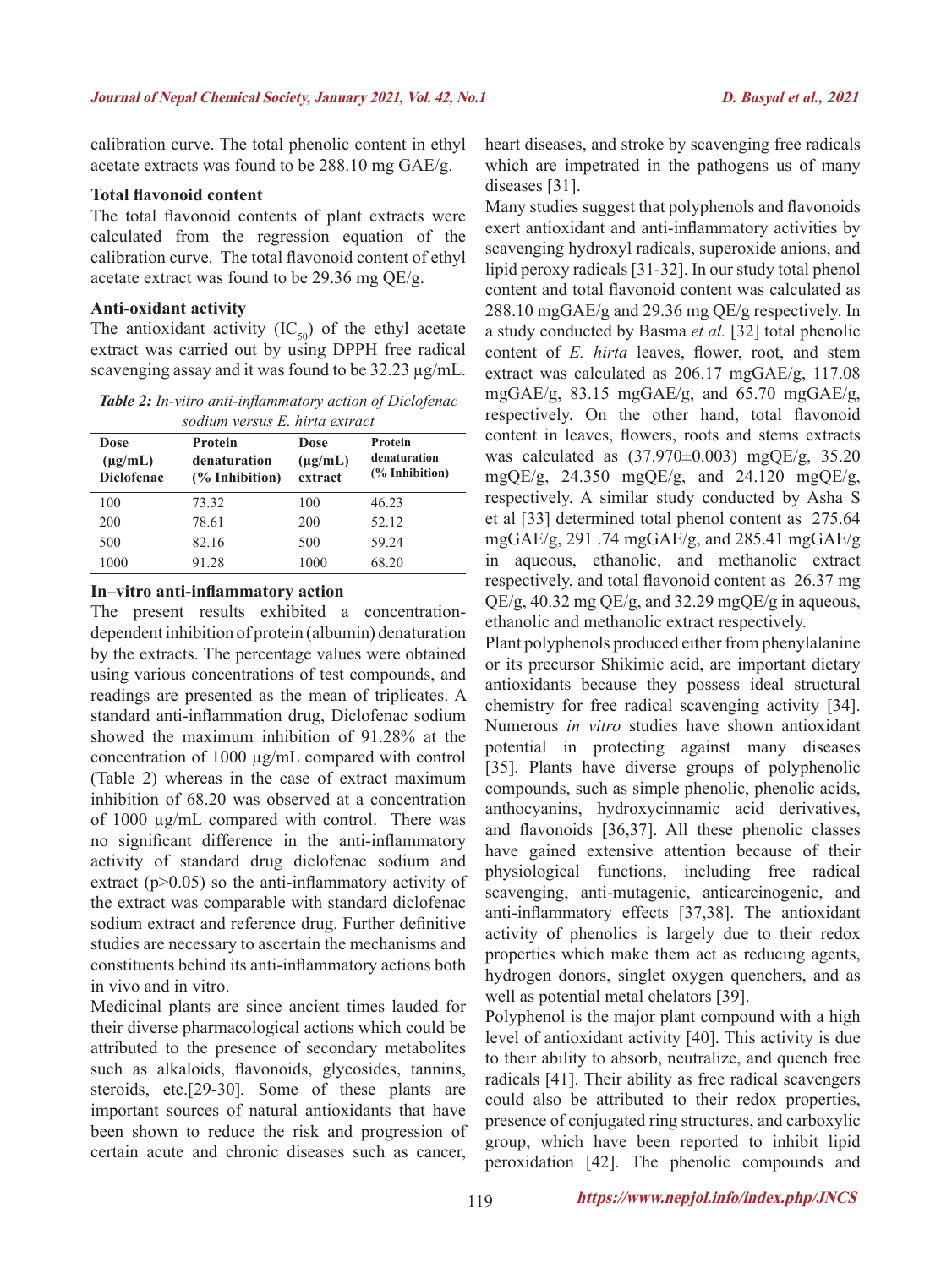calibration curve. The total phenolic content in ethyl acetate extracts was found to be 288.10 mg GAE/g.

### Total flavonoid content

The total flavonoid contents of plant extracts were calculated from the regression equation of the calibration curve. The total flavonoid content of ethyl acetate extract was found to be 29.36 mg QE/g.

### Anti-oxidant activity

The antioxidant activity ($IC_{50}$) of the ethyl acetate extract was carried out by using DPPH free radical scavenging assay and it was found to be 32.23 µg/mL.

***Table 2:*** *In-vitro anti-inflammatory action of Diclofenac sodium versus E. hirta extract*

| Dose (µg/mL) Diclofenac | Protein denaturation (% Inhibition) | Dose (µg/mL) extract | Protein denaturation (% Inhibition) |
|---|---|---|---|
| 100 | 73.32 | 100 | 46.23 |
| 200 | 78.61 | 200 | 52.12 |
| 500 | 82.16 | 500 | 59.24 |
| 1000 | 91.28 | 1000 | 68.20 |

### In–vitro anti-inflammatory action

The present results exhibited a concentration-dependent inhibition of protein (albumin) denaturation by the extracts. The percentage values were obtained using various concentrations of test compounds, and readings are presented as the mean of triplicates. A standard anti-inflammation drug, Diclofenac sodium showed the maximum inhibition of 91.28% at the concentration of 1000 µg/mL compared with control (Table 2) whereas in the case of extract maximum inhibition of 68.20 was observed at a concentration of 1000 µg/mL compared with control. There was no significant difference in the anti-inflammatory activity of standard drug diclofenac sodium and extract ($p>0.05$) so the anti-inflammatory activity of the extract was comparable with standard diclofenac sodium extract and reference drug. Further definitive studies are necessary to ascertain the mechanisms and constituents behind its anti-inflammatory actions both in vivo and in vitro.

Medicinal plants are since ancient times lauded for their diverse pharmacological actions which could be attributed to the presence of secondary metabolites such as alkaloids, flavonoids, glycosides, tannins, steroids, etc.[29-30]. Some of these plants are important sources of natural antioxidants that have been shown to reduce the risk and progression of certain acute and chronic diseases such as cancer, heart diseases, and stroke by scavenging free radicals which are impetrated in the pathogens us of many diseases [31].

Many studies suggest that polyphenols and flavonoids exert antioxidant and anti-inflammatory activities by scavenging hydroxyl radicals, superoxide anions, and lipid peroxy radicals [31-32]. In our study total phenol content and total flavonoid content was calculated as 288.10 mgGAE/g and 29.36 mg QE/g respectively. In a study conducted by Basma *et al.* [32] total phenolic content of *E. hirta* leaves, flower, root, and stem extract was calculated as 206.17 mgGAE/g, 117.08 mgGAE/g, 83.15 mgGAE/g, and 65.70 mgGAE/g, respectively. On the other hand, total flavonoid content in leaves, flowers, roots and stems extracts was calculated as (37.970±0.003) mgQE/g, 35.20 mgQE/g, 24.350 mgQE/g, and 24.120 mgQE/g, respectively. A similar study conducted by Asha S et al [33] determined total phenol content as 275.64 mgGAE/g, 291 .74 mgGAE/g, and 285.41 mgGAE/g in aqueous, ethanolic, and methanolic extract respectively, and total flavonoid content as 26.37 mg QE/g, 40.32 mg QE/g, and 32.29 mgQE/g in aqueous, ethanolic and methanolic extract respectively.

Plant polyphenols produced either from phenylalanine or its precursor Shikimic acid, are important dietary antioxidants because they possess ideal structural chemistry for free radical scavenging activity [34]. Numerous *in vitro* studies have shown antioxidant potential in protecting against many diseases [35]. Plants have diverse groups of polyphenolic compounds, such as simple phenolic, phenolic acids, anthocyanins, hydroxycinnamic acid derivatives, and flavonoids [36,37]. All these phenolic classes have gained extensive attention because of their physiological functions, including free radical scavenging, anti-mutagenic, anticarcinogenic, and anti-inflammatory effects [37,38]. The antioxidant activity of phenolics is largely due to their redox properties which make them act as reducing agents, hydrogen donors, singlet oxygen quenchers, and as well as potential metal chelators [39].

Polyphenol is the major plant compound with a high level of antioxidant activity [40]. This activity is due to their ability to absorb, neutralize, and quench free radicals [41]. Their ability as free radical scavengers could also be attributed to their redox properties, presence of conjugated ring structures, and carboxylic group, which have been reported to inhibit lipid peroxidation [42]. The phenolic compounds and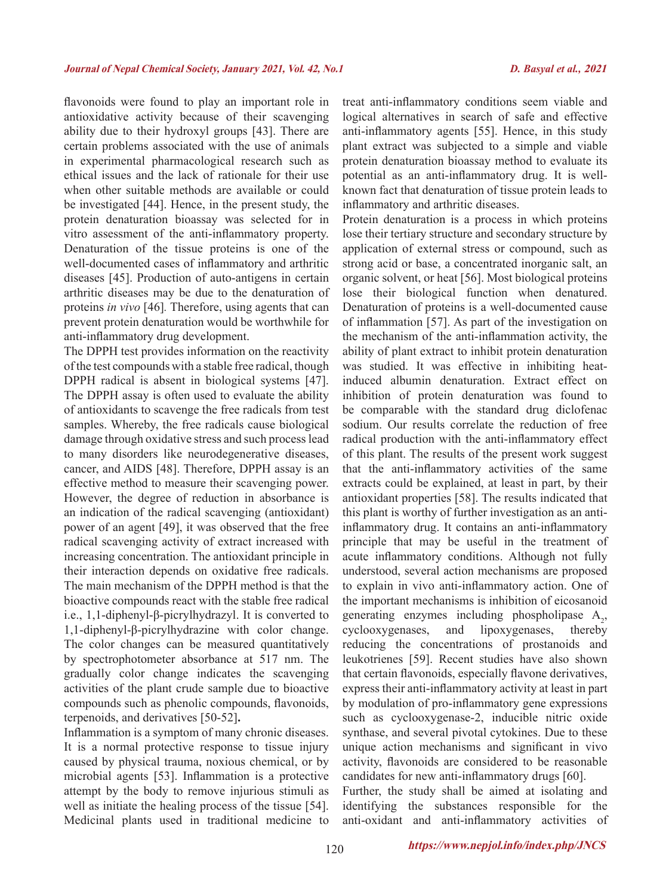flavonoids were found to play an important role in antioxidative activity because of their scavenging ability due to their hydroxyl groups [43]. There are certain problems associated with the use of animals in experimental pharmacological research such as ethical issues and the lack of rationale for their use when other suitable methods are available or could be investigated [44]. Hence, in the present study, the protein denaturation bioassay was selected for in vitro assessment of the anti-inflammatory property. Denaturation of the tissue proteins is one of the well-documented cases of inflammatory and arthritic diseases [45]. Production of auto-antigens in certain arthritic diseases may be due to the denaturation of proteins *in vivo* [46]. Therefore, using agents that can prevent protein denaturation would be worthwhile for anti-inflammatory drug development.

The DPPH test provides information on the reactivity of the test compounds with a stable free radical, though DPPH radical is absent in biological systems [47]. The DPPH assay is often used to evaluate the ability of antioxidants to scavenge the free radicals from test samples. Whereby, the free radicals cause biological damage through oxidative stress and such process lead to many disorders like neurodegenerative diseases, cancer, and AIDS [48]. Therefore, DPPH assay is an effective method to measure their scavenging power. However, the degree of reduction in absorbance is an indication of the radical scavenging (antioxidant) power of an agent [49], it was observed that the free radical scavenging activity of extract increased with increasing concentration. The antioxidant principle in their interaction depends on oxidative free radicals. The main mechanism of the DPPH method is that the bioactive compounds react with the stable free radical i.e., 1,1-diphenyl-β-picrylhydrazyl. It is converted to 1,1-diphenyl-β-picrylhydrazine with color change. The color changes can be measured quantitatively by spectrophotometer absorbance at 517 nm. The gradually color change indicates the scavenging activities of the plant crude sample due to bioactive compounds such as phenolic compounds, flavonoids, terpenoids, and derivatives [50-52]**.**

Inflammation is a symptom of many chronic diseases. It is a normal protective response to tissue injury caused by physical trauma, noxious chemical, or by microbial agents [53]. Inflammation is a protective attempt by the body to remove injurious stimuli as well as initiate the healing process of the tissue [54]. Medicinal plants used in traditional medicine to treat anti-inflammatory conditions seem viable and logical alternatives in search of safe and effective anti-inflammatory agents [55]. Hence, in this study plant extract was subjected to a simple and viable protein denaturation bioassay method to evaluate its potential as an anti-inflammatory drug. It is well-known fact that denaturation of tissue protein leads to inflammatory and arthritic diseases.

Protein denaturation is a process in which proteins lose their tertiary structure and secondary structure by application of external stress or compound, such as strong acid or base, a concentrated inorganic salt, an organic solvent, or heat [56]. Most biological proteins lose their biological function when denatured. Denaturation of proteins is a well-documented cause of inflammation [57]. As part of the investigation on the mechanism of the anti-inflammation activity, the ability of plant extract to inhibit protein denaturation was studied. It was effective in inhibiting heat-induced albumin denaturation. Extract effect on inhibition of protein denaturation was found to be comparable with the standard drug diclofenac sodium. Our results correlate the reduction of free radical production with the anti-inflammatory effect of this plant. The results of the present work suggest that the anti-inflammatory activities of the same extracts could be explained, at least in part, by their antioxidant properties [58]. The results indicated that this plant is worthy of further investigation as an anti-inflammatory drug. It contains an anti-inflammatory principle that may be useful in the treatment of acute inflammatory conditions. Although not fully understood, several action mechanisms are proposed to explain in vivo anti-inflammatory action. One of the important mechanisms is inhibition of eicosanoid generating enzymes including phospholipase $A_2$, cyclooxygenases, and lipoxygenases, thereby reducing the concentrations of prostanoids and leukotrienes [59]. Recent studies have also shown that certain flavonoids, especially flavone derivatives, express their anti-inflammatory activity at least in part by modulation of pro-inflammatory gene expressions such as cyclooxygenase-2, inducible nitric oxide synthase, and several pivotal cytokines. Due to these unique action mechanisms and significant in vivo activity, flavonoids are considered to be reasonable candidates for new anti-inflammatory drugs [60].

Further, the study shall be aimed at isolating and identifying the substances responsible for the anti-oxidant and anti-inflammatory activities of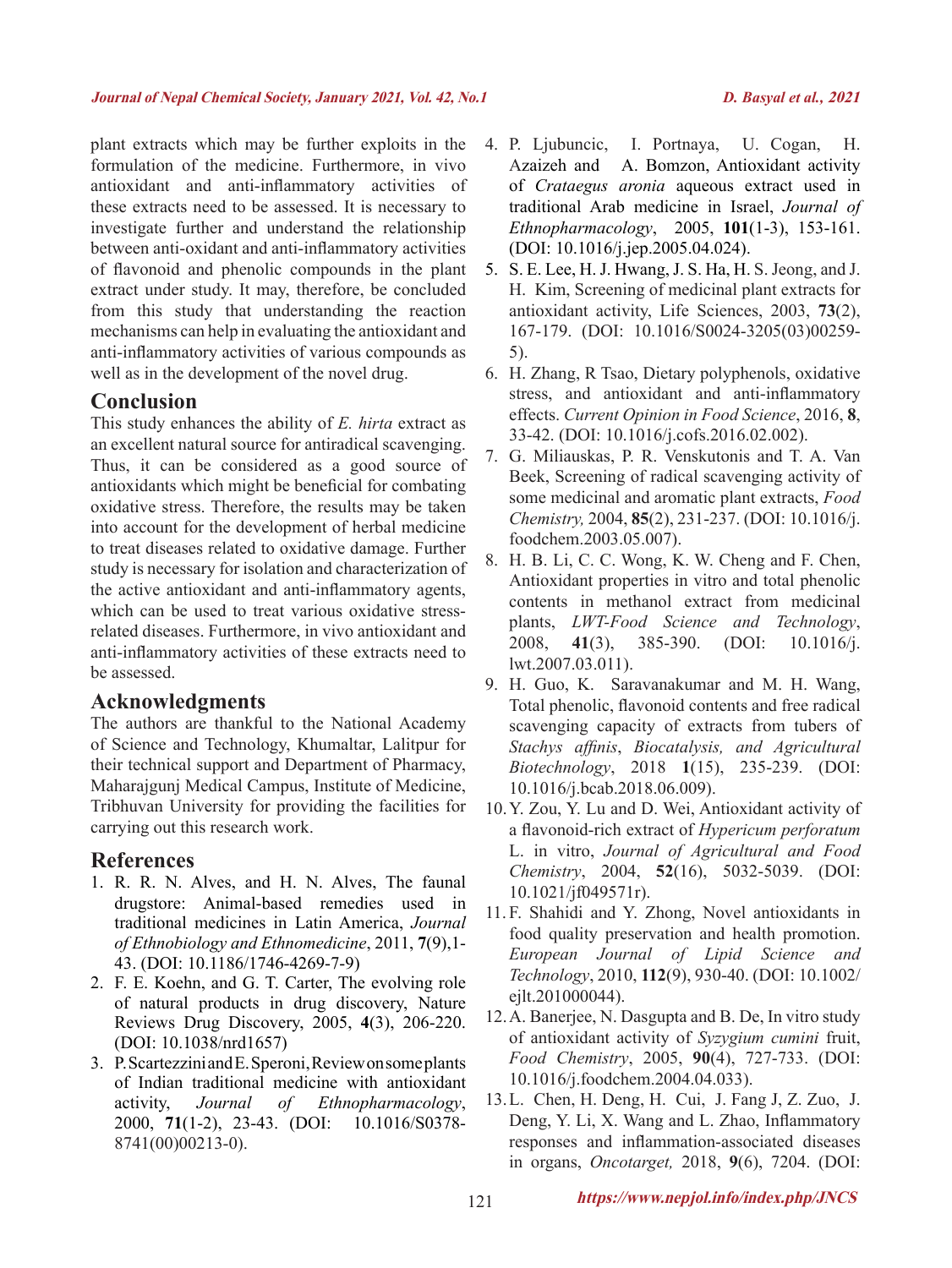plant extracts which may be further exploits in the formulation of the medicine. Furthermore, in vivo antioxidant and anti-inflammatory activities of these extracts need to be assessed. It is necessary to investigate further and understand the relationship between anti-oxidant and anti-inflammatory activities of flavonoid and phenolic compounds in the plant extract under study. It may, therefore, be concluded from this study that understanding the reaction mechanisms can help in evaluating the antioxidant and anti-inflammatory activities of various compounds as well as in the development of the novel drug.

## Conclusion

This study enhances the ability of *E. hirta* extract as an excellent natural source for antiradical scavenging. Thus, it can be considered as a good source of antioxidants which might be beneficial for combating oxidative stress. Therefore, the results may be taken into account for the development of herbal medicine to treat diseases related to oxidative damage. Further study is necessary for isolation and characterization of the active antioxidant and anti-inflammatory agents, which can be used to treat various oxidative stress-related diseases. Furthermore, in vivo antioxidant and anti-inflammatory activities of these extracts need to be assessed.

## Acknowledgments

The authors are thankful to the National Academy of Science and Technology, Khumaltar, Lalitpur for their technical support and Department of Pharmacy, Maharajgunj Medical Campus, Institute of Medicine, Tribhuvan University for providing the facilities for carrying out this research work.

## References

1. R. R. N. Alves, and H. N. Alves, The faunal drugstore: Animal-based remedies used in traditional medicines in Latin America, *Journal of Ethnobiology and Ethnomedicine*, 2011, **7**(9),1-43. (DOI: 10.1186/1746-4269-7-9)
2. F. E. Koehn, and G. T. Carter, The evolving role of natural products in drug discovery, Nature Reviews Drug Discovery, 2005, **4**(3), 206-220. (DOI: 10.1038/nrd1657)
3. P. Scartezzini and E. Speroni, Review on some plants of Indian traditional medicine with antioxidant activity, *Journal of Ethnopharmacology*, 2000, **71**(1-2), 23-43. (DOI: 10.1016/S0378-8741(00)00213-0).
4. P. Ljubuncic, I. Portnaya, U. Cogan, H. Azaizeh and A. Bomzon, Antioxidant activity of *Crataegus aronia* aqueous extract used in traditional Arab medicine in Israel, *Journal of Ethnopharmacology*, 2005, **101**(1-3), 153-161. (DOI: 10.1016/j.jep.2005.04.024).
5. S. E. Lee, H. J. Hwang, J. S. Ha, H. S. Jeong, and J. H. Kim, Screening of medicinal plant extracts for antioxidant activity, Life Sciences, 2003, **73**(2), 167-179. (DOI: 10.1016/S0024-3205(03)00259-5).
6. H. Zhang, R Tsao, Dietary polyphenols, oxidative stress, and antioxidant and anti-inflammatory effects. *Current Opinion in Food Science*, 2016, **8**, 33-42. (DOI: 10.1016/j.cofs.2016.02.002).
7. G. Miliauskas, P. R. Venskutonis and T. A. Van Beek, Screening of radical scavenging activity of some medicinal and aromatic plant extracts, *Food Chemistry,* 2004, **85**(2), 231-237. (DOI: 10.1016/j.foodchem.2003.05.007).
8. H. B. Li, C. C. Wong, K. W. Cheng and F. Chen, Antioxidant properties in vitro and total phenolic contents in methanol extract from medicinal plants, *LWT-Food Science and Technology*, 2008, **41**(3), 385-390. (DOI: 10.1016/j.lwt.2007.03.011).
9. H. Guo, K. Saravanakumar and M. H. Wang, Total phenolic, flavonoid contents and free radical scavenging capacity of extracts from tubers of *Stachys affinis*, *Biocatalysis, and Agricultural Biotechnology*, 2018 **1**(15), 235-239. (DOI: 10.1016/j.bcab.2018.06.009).
10. Y. Zou, Y. Lu and D. Wei, Antioxidant activity of a flavonoid-rich extract of *Hypericum perforatum* L. in vitro, *Journal of Agricultural and Food Chemistry*, 2004, **52**(16), 5032-5039. (DOI: 10.1021/jf049571r).
11. F. Shahidi and Y. Zhong, Novel antioxidants in food quality preservation and health promotion. *European Journal of Lipid Science and Technology*, 2010, **112**(9), 930-40. (DOI: 10.1002/ejlt.201000044).
12. A. Banerjee, N. Dasgupta and B. De, In vitro study of antioxidant activity of *Syzygium cumini* fruit, *Food Chemistry*, 2005, **90**(4), 727-733. (DOI: 10.1016/j.foodchem.2004.04.033).
13. L. Chen, H. Deng, H. Cui, J. Fang J, Z. Zuo, J. Deng, Y. Li, X. Wang and L. Zhao, Inflammatory responses and inflammation-associated diseases in organs, *Oncotarget,* 2018, **9**(6), 7204. (DOI: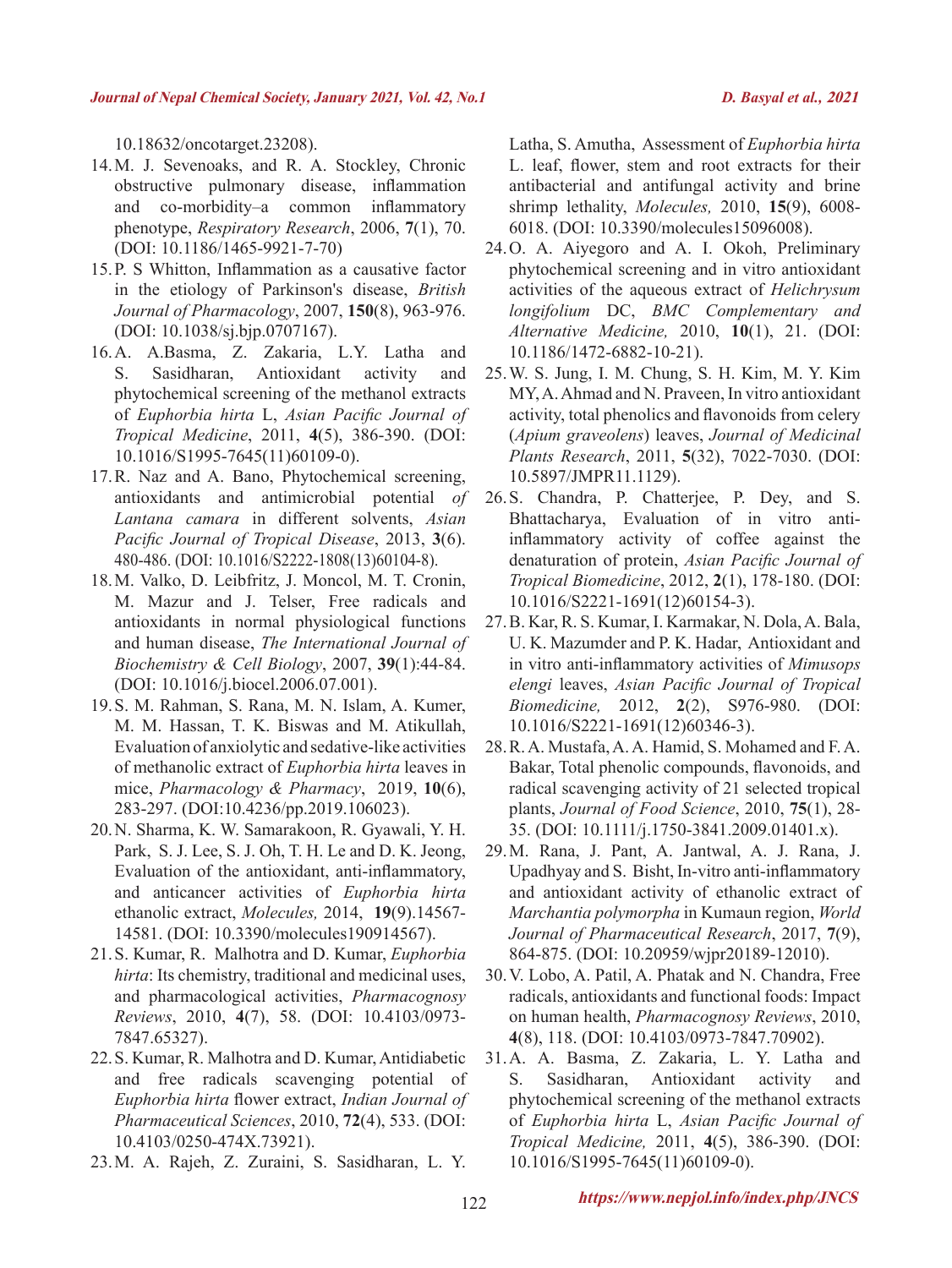10.18632/oncotarget.23208).

14. M. J. Sevenoaks, and R. A. Stockley, Chronic obstructive pulmonary disease, inflammation and co-morbidity–a common inflammatory phenotype, *Respiratory Research*, 2006, **7**(1), 70. (DOI: 10.1186/1465-9921-7-70)

15. P. S Whitton, Inflammation as a causative factor in the etiology of Parkinson's disease, *British Journal of Pharmacology*, 2007, **150**(8), 963-976. (DOI: 10.1038/sj.bjp.0707167).

16. A. A.Basma, Z. Zakaria, L.Y. Latha and S. Sasidharan, Antioxidant activity and phytochemical screening of the methanol extracts of *Euphorbia hirta* L, *Asian Pacific Journal of Tropical Medicine*, 2011, **4**(5), 386-390. (DOI: 10.1016/S1995-7645(11)60109-0).

17. R. Naz and A. Bano, Phytochemical screening, antioxidants and antimicrobial potential *of Lantana camara* in different solvents, *Asian Pacific Journal of Tropical Disease*, 2013, **3**(6). 480-486. (DOI: 10.1016/S2222-1808(13)60104-8).

18. M. Valko, D. Leibfritz, J. Moncol, M. T. Cronin, M. Mazur and J. Telser, Free radicals and antioxidants in normal physiological functions and human disease, *The International Journal of Biochemistry & Cell Biology*, 2007, **39**(1):44-84. (DOI: 10.1016/j.biocel.2006.07.001).

19. S. M. Rahman, S. Rana, M. N. Islam, A. Kumer, M. M. Hassan, T. K. Biswas and M. Atikullah, Evaluation of anxiolytic and sedative-like activities of methanolic extract of *Euphorbia hirta* leaves in mice, *Pharmacology & Pharmacy*, 2019, **10**(6), 283-297. (DOI:10.4236/pp.2019.106023).

20. N. Sharma, K. W. Samarakoon, R. Gyawali, Y. H. Park, S. J. Lee, S. J. Oh, T. H. Le and D. K. Jeong, Evaluation of the antioxidant, anti-inflammatory, and anticancer activities of *Euphorbia hirta* ethanolic extract, *Molecules,* 2014, **19**(9).14567-14581. (DOI: 10.3390/molecules190914567).

21. S. Kumar, R. Malhotra and D. Kumar, *Euphorbia hirta*: Its chemistry, traditional and medicinal uses, and pharmacological activities, *Pharmacognosy Reviews*, 2010, **4**(7), 58. (DOI: 10.4103/0973-7847.65327).

22. S. Kumar, R. Malhotra and D. Kumar, Antidiabetic and free radicals scavenging potential of *Euphorbia hirta* flower extract, *Indian Journal of Pharmaceutical Sciences*, 2010, **72**(4), 533. (DOI: 10.4103/0250-474X.73921).

23. M. A. Rajeh, Z. Zuraini, S. Sasidharan, L. Y. Latha, S. Amutha, Assessment of *Euphorbia hirta* L. leaf, flower, stem and root extracts for their antibacterial and antifungal activity and brine shrimp lethality, *Molecules,* 2010, **15**(9), 6008-6018. (DOI: 10.3390/molecules15096008).

24. O. A. Aiyegoro and A. I. Okoh, Preliminary phytochemical screening and in vitro antioxidant activities of the aqueous extract of *Helichrysum longifolium* DC, *BMC Complementary and Alternative Medicine,* 2010, **10**(1), 21. (DOI: 10.1186/1472-6882-10-21).

25. W. S. Jung, I. M. Chung, S. H. Kim, M. Y. Kim MY, A. Ahmad and N. Praveen, In vitro antioxidant activity, total phenolics and flavonoids from celery (*Apium graveolens*) leaves, *Journal of Medicinal Plants Research*, 2011, **5**(32), 7022-7030. (DOI: 10.5897/JMPR11.1129).

26. S. Chandra, P. Chatterjee, P. Dey, and S. Bhattacharya, Evaluation of in vitro anti-inflammatory activity of coffee against the denaturation of protein, *Asian Pacific Journal of Tropical Biomedicine*, 2012, **2**(1), 178-180. (DOI: 10.1016/S2221-1691(12)60154-3).

27. B. Kar, R. S. Kumar, I. Karmakar, N. Dola, A. Bala, U. K. Mazumder and P. K. Hadar, Antioxidant and in vitro anti-inflammatory activities of *Mimusops elengi* leaves, *Asian Pacific Journal of Tropical Biomedicine,* 2012, **2**(2), S976-980. (DOI: 10.1016/S2221-1691(12)60346-3).

28. R. A. Mustafa, A. A. Hamid, S. Mohamed and F. A. Bakar, Total phenolic compounds, flavonoids, and radical scavenging activity of 21 selected tropical plants, *Journal of Food Science*, 2010, **75**(1), 28-35. (DOI: 10.1111/j.1750-3841.2009.01401.x).

29. M. Rana, J. Pant, A. Jantwal, A. J. Rana, J. Upadhyay and S. Bisht, In-vitro anti-inflammatory and antioxidant activity of ethanolic extract of *Marchantia polymorpha* in Kumaun region, *World Journal of Pharmaceutical Research*, 2017, **7**(9), 864-875. (DOI: 10.20959/wjpr20189-12010).

30. V. Lobo, A. Patil, A. Phatak and N. Chandra, Free radicals, antioxidants and functional foods: Impact on human health, *Pharmacognosy Reviews*, 2010, **4**(8), 118. (DOI: 10.4103/0973-7847.70902).

31. A. A. Basma, Z. Zakaria, L. Y. Latha and S. Sasidharan, Antioxidant activity and phytochemical screening of the methanol extracts of *Euphorbia hirta* L, *Asian Pacific Journal of Tropical Medicine,* 2011, **4**(5), 386-390. (DOI: 10.1016/S1995-7645(11)60109-0).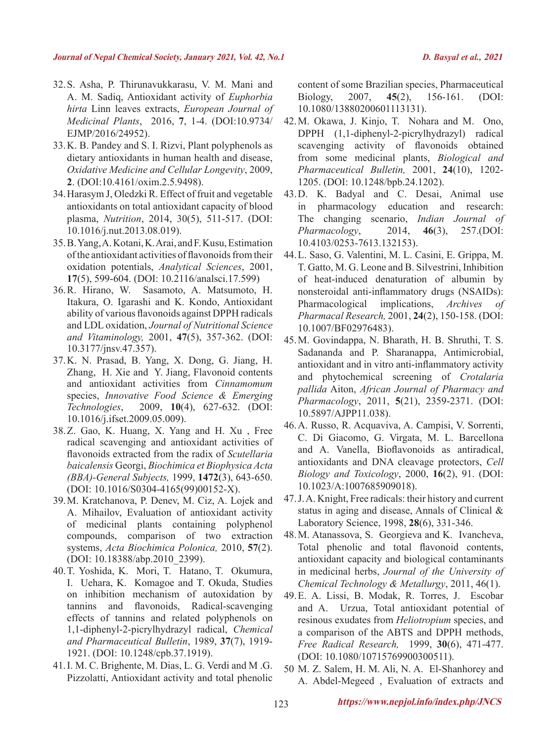32. S. Asha, P. Thirunavukkarasu, V. M. Mani and A. M. Sadiq, Antioxidant activity of *Euphorbia hirta* Linn leaves extracts, *European Journal of Medicinal Plants*, 2016, **7**, 1-4. (DOI:10.9734/EJMP/2016/24952).
33. K. B. Pandey and S. I. Rizvi, Plant polyphenols as dietary antioxidants in human health and disease, *Oxidative Medicine and Cellular Longevity*, 2009, **2**. (DOI:10.4161/oxim.2.5.9498).
34. Harasym J, Oledzki R. Effect of fruit and vegetable antioxidants on total antioxidant capacity of blood plasma, *Nutrition*, 2014, 30(5), 511-517. (DOI: 10.1016/j.nut.2013.08.019).
35. B. Yang, A. Kotani, K. Arai, and F. Kusu, Estimation of the antioxidant activities of flavonoids from their oxidation potentials, *Analytical Sciences*, 2001, **17**(5), 599-604. (DOI: 10.2116/analsci.17.599)
36. R. Hirano, W. Sasamoto, A. Matsumoto, H. Itakura, O. Igarashi and K. Kondo, Antioxidant ability of various flavonoids against DPPH radicals and LDL oxidation, *Journal of Nutritional Science and Vitaminology,* 2001, **47**(5), 357-362. (DOI: 10.3177/jnsv.47.357).
37. K. N. Prasad, B. Yang, X. Dong, G. Jiang, H. Zhang, H. Xie and Y. Jiang, Flavonoid contents and antioxidant activities from *Cinnamomum* species, *Innovative Food Science & Emerging Technologies*, 2009, **10**(4), 627-632. (DOI: 10.1016/j.ifset.2009.05.009).
38. Z. Gao, K. Huang, X. Yang and H. Xu , Free radical scavenging and antioxidant activities of flavonoids extracted from the radix of *Scutellaria baicalensis* Georgi, *Biochimica et Biophysica Acta (BBA)-General Subjects,* 1999, **1472**(3), 643-650. (DOI: 10.1016/S0304-4165(99)00152-X).
39. M. Kratchanova, P. Denev, M. Ciz, A. Lojek and A. Mihailov, Evaluation of antioxidant activity of medicinal plants containing polyphenol compounds, comparison of two extraction systems, *Acta Biochimica Polonica,* 2010, **57**(2). (DOI: 10.18388/abp.2010_2399).
40. T. Yoshida, K. Mori, T. Hatano, T. Okumura, I. Uehara, K. Komagoe and T. Okuda, Studies on inhibition mechanism of autoxidation by tannins and flavonoids, Radical-scavenging effects of tannins and related polyphenols on 1,1-diphenyl-2-picrylhydrazyl radical, *Chemical and Pharmaceutical Bulletin*, 1989, **37**(7), 1919-1921. (DOI: 10.1248/cpb.37.1919).
41. I. M. C. Brighente, M. Dias, L. G. Verdi and M .G. Pizzolatti, Antioxidant activity and total phenolic content of some Brazilian species, Pharmaceutical Biology, 2007, **45**(2), 156-161. (DOI: 10.1080/13880200601113131).
42. M. Okawa, J. Kinjo, T. Nohara and M. Ono, DPPH (1,1-diphenyl-2-picrylhydrazyl) radical scavenging activity of flavonoids obtained from some medicinal plants, *Biological and Pharmaceutical Bulletin,* 2001, **24**(10), 1202-1205. (DOI: 10.1248/bpb.24.1202).
43. D. K. Badyal and C. Desai, Animal use in pharmacology education and research: The changing scenario, *Indian Journal of Pharmacology*, 2014, **46**(3), 257.(DOI: 10.4103/0253-7613.132153).
44. L. Saso, G. Valentini, M. L. Casini, E. Grippa, M. T. Gatto, M. G. Leone and B. Silvestrini, Inhibition of heat-induced denaturation of albumin by nonsteroidal anti-inflammatory drugs (NSAIDs): Pharmacological implications, *Archives of Pharmacal Research,* 2001, **24**(2), 150-158. (DOI: 10.1007/BF02976483).
45. M. Govindappa, N. Bharath, H. B. Shruthi, T. S. Sadananda and P. Sharanappa, Antimicrobial, antioxidant and in vitro anti-inflammatory activity and phytochemical screening of *Crotalaria pallida* Aiton, *African Journal of Pharmacy and Pharmacology*, 2011, **5**(21), 2359-2371. (DOI: 10.5897/AJPP11.038).
46. A. Russo, R. Acquaviva, A. Campisi, V. Sorrenti, C. Di Giacomo, G. Virgata, M. L. Barcellona and A. Vanella, Bioflavonoids as antiradical, antioxidants and DNA cleavage protectors, *Cell Biology and Toxicology*, 2000, **16**(2), 91. (DOI: 10.1023/A:1007685909018).
47. J. A. Knight, Free radicals: their history and current status in aging and disease, Annals of Clinical & Laboratory Science, 1998, **28**(6), 331-346.
48. M. Atanassova, S. Georgieva and K. Ivancheva, Total phenolic and total flavonoid contents, antioxidant capacity and biological contaminants in medicinal herbs, *Journal of the University of Chemical Technology & Metallurgy*, 2011, 46(1).
49. E. A. Lissi, B. Modak, R. Torres, J. Escobar and A. Urzua, Total antioxidant potential of resinous exudates from *Heliotropium* species, and a comparison of the ABTS and DPPH methods, *Free Radical Research,* 1999, **30**(6), 471-477. (DOI: 10.1080/10715769900300511).
50. M. Z. Salem, H. M. Ali, N. A. El-Shanhorey and A. Abdel-Megeed , Evaluation of extracts and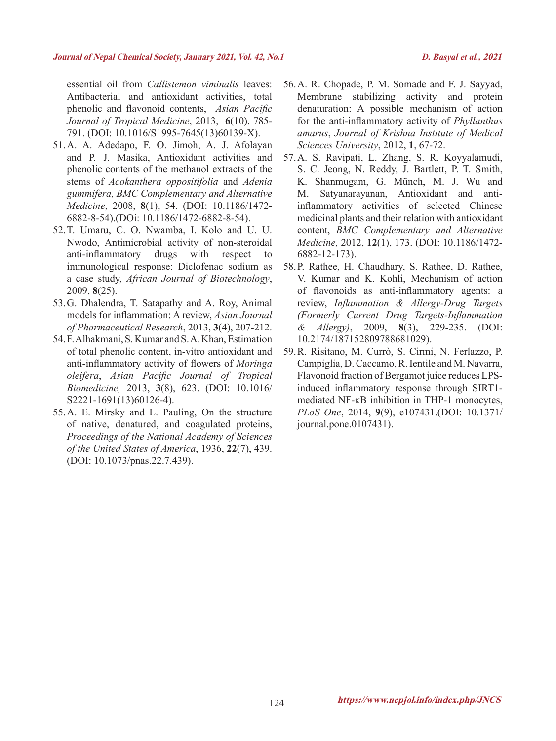essential oil from *Callistemon viminalis* leaves: Antibacterial and antioxidant activities, total phenolic and flavonoid contents, *Asian Pacific Journal of Tropical Medicine*, 2013, **6**(10), 785-791. (DOI: 10.1016/S1995-7645(13)60139-X).

51. A. A. Adedapo, F. O. Jimoh, A. J. Afolayan and P. J. Masika, Antioxidant activities and phenolic contents of the methanol extracts of the stems of *Acokanthera oppositifolia* and *Adenia gummifera, BMC Complementary and Alternative Medicine*, 2008, **8**(1), 54. (DOI: 10.1186/1472-6882-8-54).(DOi: 10.1186/1472-6882-8-54).

52. T. Umaru, C. O. Nwamba, I. Kolo and U. U. Nwodo, Antimicrobial activity of non-steroidal anti-inflammatory drugs with respect to immunological response: Diclofenac sodium as a case study, *African Journal of Biotechnology*, 2009, **8**(25).

53. G. Dhalendra, T. Satapathy and A. Roy, Animal models for inflammation: A review, *Asian Journal of Pharmaceutical Research*, 2013, **3**(4), 207-212.

54. F. Alhakmani, S. Kumar and S. A. Khan, Estimation of total phenolic content, in-vitro antioxidant and anti-inflammatory activity of flowers of *Moringa oleifera*, *Asian Pacific Journal of Tropical Biomedicine,* 2013, **3**(8), 623. (DOI: 10.1016/S2221-1691(13)60126-4).

55. A. E. Mirsky and L. Pauling, On the structure of native, denatured, and coagulated proteins, *Proceedings of the National Academy of Sciences of the United States of America*, 1936, **22**(7), 439. (DOI: 10.1073/pnas.22.7.439).

56. A. R. Chopade, P. M. Somade and F. J. Sayyad, Membrane stabilizing activity and protein denaturation: A possible mechanism of action for the anti-inflammatory activity of *Phyllanthus amarus*, *Journal of Krishna Institute of Medical Sciences University*, 2012, **1**, 67-72.

57. A. S. Ravipati, L. Zhang, S. R. Koyyalamudi, S. C. Jeong, N. Reddy, J. Bartlett, P. T. Smith, K. Shanmugam, G. Münch, M. J. Wu and M. Satyanarayanan, Antioxidant and anti-inflammatory activities of selected Chinese medicinal plants and their relation with antioxidant content, *BMC Complementary and Alternative Medicine,* 2012, **12**(1), 173. (DOI: 10.1186/1472-6882-12-173).

58. P. Rathee, H. Chaudhary, S. Rathee, D. Rathee, V. Kumar and K. Kohli, Mechanism of action of flavonoids as anti-inflammatory agents: a review, *Inflammation & Allergy-Drug Targets (Formerly Current Drug Targets-Inflammation & Allergy)*, 2009, **8**(3), 229-235. (DOI: 10.2174/187152809788681029).

59. R. Risitano, M. Currò, S. Cirmi, N. Ferlazzo, P. Campiglia, D. Caccamo, R. Ientile and M. Navarra, Flavonoid fraction of Bergamot juice reduces LPS-induced inflammatory response through SIRT1-mediated NF-κB inhibition in THP-1 monocytes, *PLoS One*, 2014, **9**(9), e107431.(DOI: 10.1371/journal.pone.0107431).